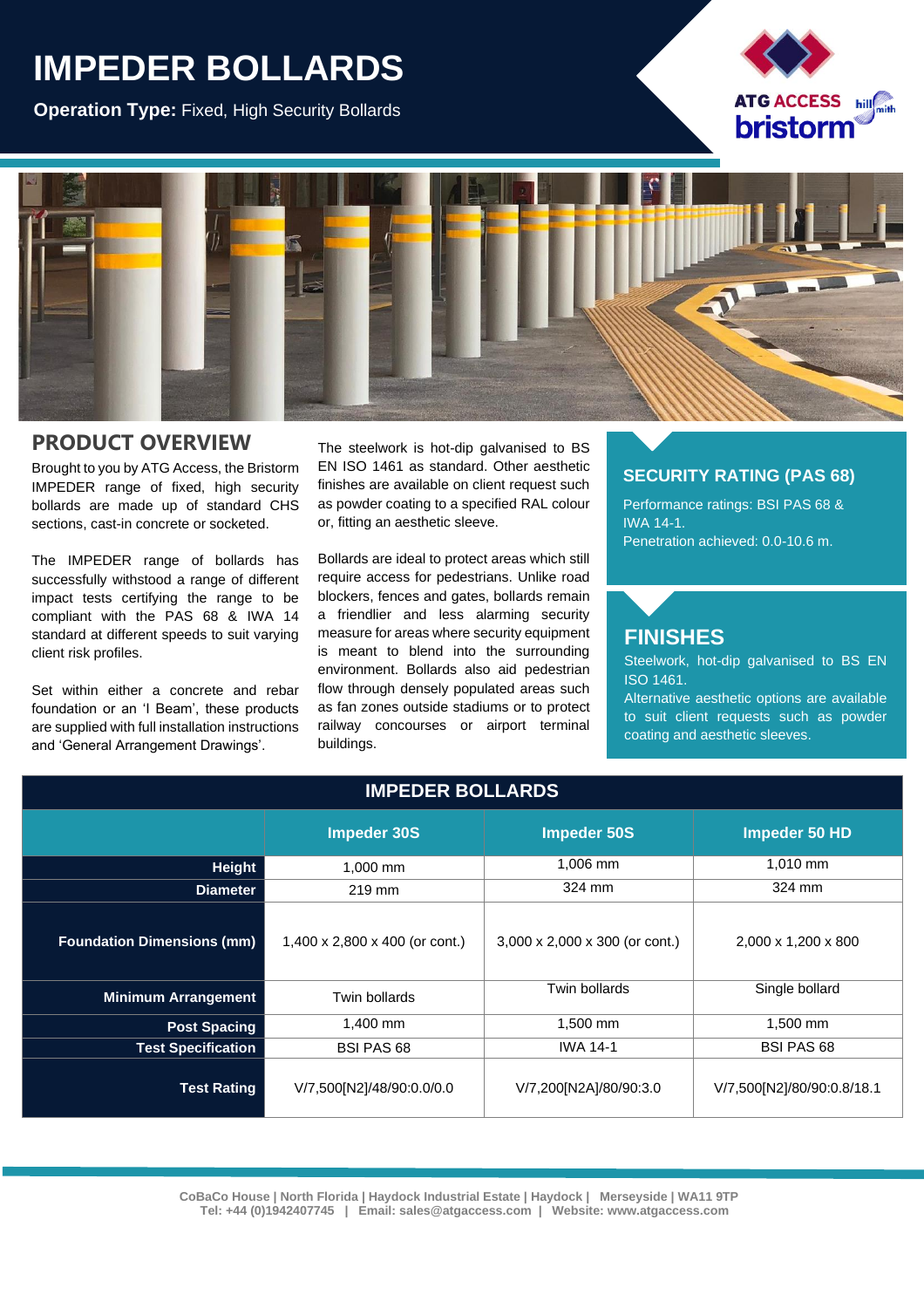# IMPEDER BOLLARDS

**Operation Type:** Fixed, High Security Bollards

ATG ACCESS bristorm hill smith

## PRODUCT OVERVIEW

Brought to you by ATG Access, the Bristorm IMPEDER range of fixed, high security bollards are made up of standard CHS sections, cast-in concrete or socketed.

The IMPEDER range of bollards has successfully withstood a range of different impact tests certifying the range to be compliant with the PAS 68 & IWA 14 standard at different speeds to suit varying client risk profiles.

Set within either a concrete and rebar foundation or an 'I Beam', these products are supplied with full installation instructions and 'General Arrangement Drawings'.

The steelwork is hot-dip galvanised to BS EN ISO 1461 as standard. Other aesthetic finishes are available on client request such as powder coating to a specified RAL colour or, fitting an aesthetic sleeve.

Bollards are ideal to protect areas which still require access for pedestrians. Unlike road blockers, fences and gates, bollards remain a friendlier and less alarming security measure for areas where security equipment is meant to blend into the surrounding environment. Bollards also aid pedestrian flow through densely populated areas such as fan zones outside stadiums or to protect railway concourses or airport terminal buildings.

### SECURITY RATING (PAS 68)

Performance ratings: BSI PAS 68 & IWA 14-1.
Penetration achieved: 0.0-10.6 m.

### FINISHES

Steelwork, hot-dip galvanised to BS EN ISO 1461.
Alternative aesthetic options are available to suit client requests such as powder coating and aesthetic sleeves.

## IMPEDER BOLLARDS

| | Impeder 30S | Impeder 50S | Impeder 50 HD |
|---|---|---|---|
| **Height** | 1,000 mm | 1,006 mm | 1,010 mm |
| **Diameter** | 219 mm | 324 mm | 324 mm |
| **Foundation Dimensions (mm)** | 1,400 x 2,800 x 400 (or cont.) | 3,000 x 2,000 x 300 (or cont.) | 2,000 x 1,200 x 800 |
| **Minimum Arrangement** | Twin bollards | Twin bollards | Single bollard |
| **Post Spacing** | 1,400 mm | 1,500 mm | 1,500 mm |
| **Test Specification** | BSI PAS 68 | IWA 14-1 | BSI PAS 68 |
| **Test Rating** | V/7,500[N2]/48/90:0.0/0.0 | V/7,200[N2A]/80/90:3.0 | V/7,500[N2]/80/90:0.8/18.1 |

CoBaCo House | North Florida | Haydock Industrial Estate | Haydock | Merseyside | WA11 9TP
Tel: +44 (0)1942407745 | Email: sales@atgaccess.com | Website: www.atgaccess.com